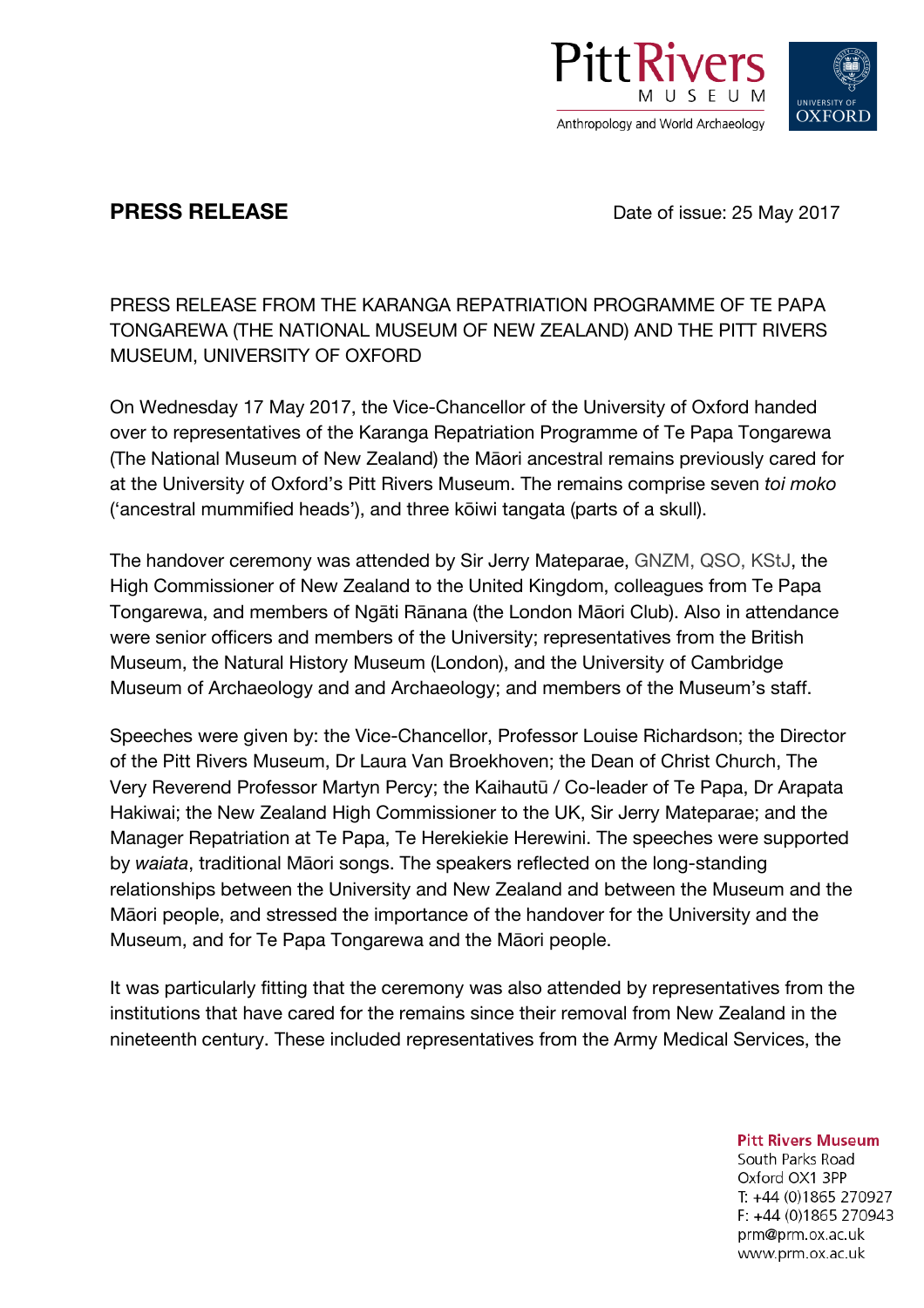**PRESS RELEASE** Date of issue: 25 May 2017

PRESS RELEASE FROM THE KARANGA REPATRIATION PROGRAMME OF TE PAPA TONGAREWA (THE NATIONAL MUSEUM OF NEW ZEALAND) AND THE PITT RIVERS MUSEUM, UNIVERSITY OF OXFORD

On Wednesday 17 May 2017, the Vice-Chancellor of the University of Oxford handed over to representatives of the Karanga Repatriation Programme of Te Papa Tongarewa (The National Museum of New Zealand) the Māori ancestral remains previously cared for at the University of Oxford's Pitt Rivers Museum. The remains comprise seven *toi moko* ('ancestral mummified heads'), and three kōiwi tangata (parts of a skull).

The handover ceremony was attended by Sir Jerry Mateparae, GNZM, QSO, KStJ, the High Commissioner of New Zealand to the United Kingdom, colleagues from Te Papa Tongarewa, and members of Ngāti Rānana (the London Māori Club). Also in attendance were senior officers and members of the University; representatives from the British Museum, the Natural History Museum (London), and the University of Cambridge Museum of Archaeology and and Archaeology; and members of the Museum's staff.

Speeches were given by: the Vice-Chancellor, Professor Louise Richardson; the Director of the Pitt Rivers Museum, Dr Laura Van Broekhoven; the Dean of Christ Church, The Very Reverend Professor Martyn Percy; the Kaihautū / Co-leader of Te Papa, Dr Arapata Hakiwai; the New Zealand High Commissioner to the UK, Sir Jerry Mateparae; and the Manager Repatriation at Te Papa, Te Herekiekie Herewini. The speeches were supported by *waiata*, traditional Māori songs. The speakers reflected on the long-standing relationships between the University and New Zealand and between the Museum and the Māori people, and stressed the importance of the handover for the University and the Museum, and for Te Papa Tongarewa and the Māori people.

It was particularly fitting that the ceremony was also attended by representatives from the institutions that have cared for the remains since their removal from New Zealand in the nineteenth century. These included representatives from the Army Medical Services, the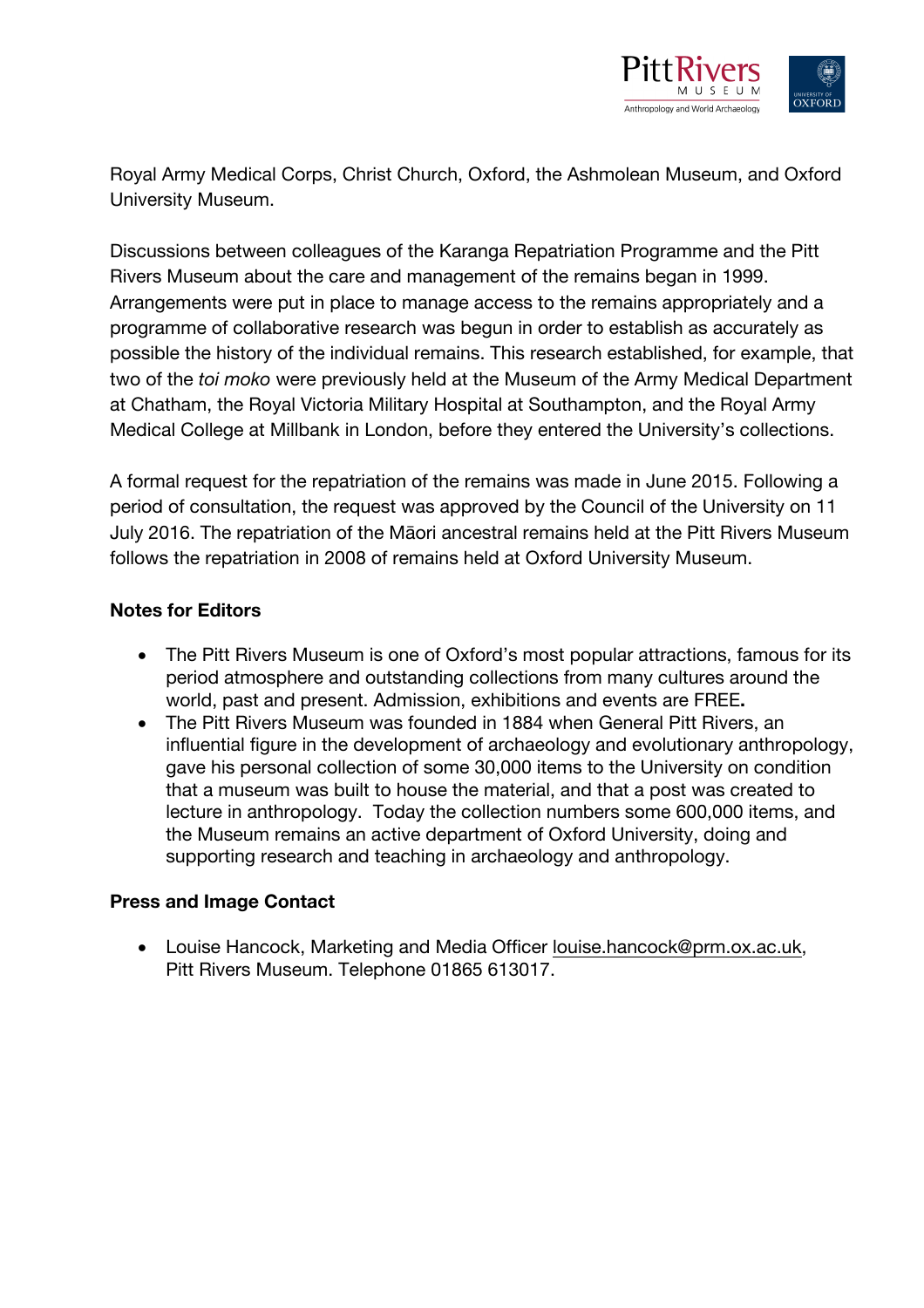Royal Army Medical Corps, Christ Church, Oxford, the Ashmolean Museum, and Oxford University Museum.

Discussions between colleagues of the Karanga Repatriation Programme and the Pitt Rivers Museum about the care and management of the remains began in 1999. Arrangements were put in place to manage access to the remains appropriately and a programme of collaborative research was begun in order to establish as accurately as possible the history of the individual remains. This research established, for example, that two of the *toi moko* were previously held at the Museum of the Army Medical Department at Chatham, the Royal Victoria Military Hospital at Southampton, and the Royal Army Medical College at Millbank in London, before they entered the University's collections.

A formal request for the repatriation of the remains was made in June 2015. Following a period of consultation, the request was approved by the Council of the University on 11 July 2016. The repatriation of the Māori ancestral remains held at the Pitt Rivers Museum follows the repatriation in 2008 of remains held at Oxford University Museum.

**Notes for Editors**

- The Pitt Rivers Museum is one of Oxford's most popular attractions, famous for its period atmosphere and outstanding collections from many cultures around the world, past and present. Admission, exhibitions and events are FREE**.**
- The Pitt Rivers Museum was founded in 1884 when General Pitt Rivers, an influential figure in the development of archaeology and evolutionary anthropology, gave his personal collection of some 30,000 items to the University on condition that a museum was built to house the material, and that a post was created to lecture in anthropology. Today the collection numbers some 600,000 items, and the Museum remains an active department of Oxford University, doing and supporting research and teaching in archaeology and anthropology.

**Press and Image Contact**

- Louise Hancock, Marketing and Media Officer louise.hancock@prm.ox.ac.uk, Pitt Rivers Museum. Telephone 01865 613017.